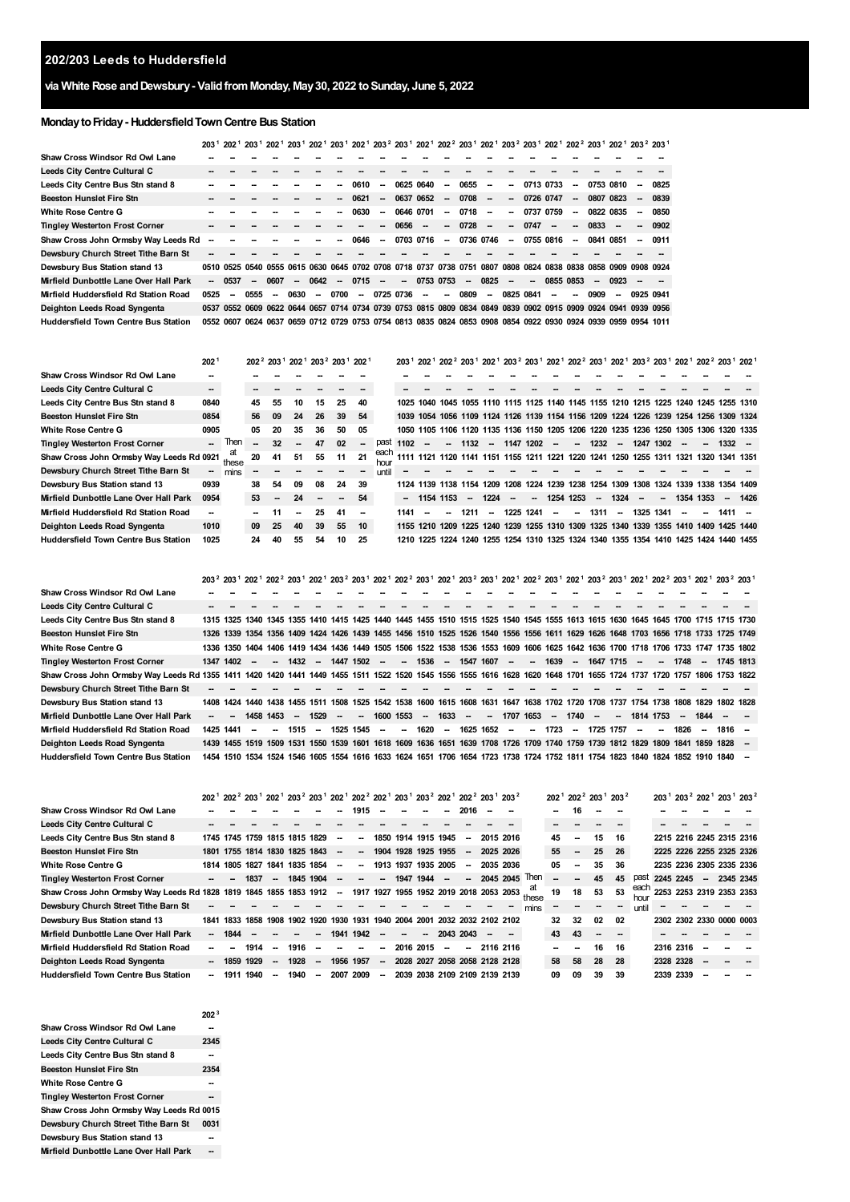## 202/203 Leeds to Huddersfield

### via White Rose and Dewsbury - Valid from Monday, May 30, 2022 to Sunday, June 5, 2022

### Monday to Friday - Huddersfield Town Centre Bus Station

| | 203[1] | 202[1] | 203[1] | 202[1] | 203[1] | 202[1] | 203[1] | 202[1] | 203[2] | 203[1] | 202[1] | 202[2] | 203[1] | 202[1] | 203[2] | 203[1] | 202[1] | 202[2] | 203[1] | 202[1] | 203[2] | 203[1] |
|---|---|---|---|---|---|---|---|---|---|---|---|---|---|---|---|---|---|---|---|---|---|---|
| Shaw Cross Windsor Rd Owl Lane | -- | -- | -- | -- | -- | -- | -- | -- | -- | -- | -- | -- | -- | -- | -- | -- | -- | -- | -- | -- | -- | -- |
| Leeds City Centre Cultural C | -- | -- | -- | -- | -- | -- | -- | -- | -- | -- | -- | -- | -- | -- | -- | -- | -- | -- | -- | -- | -- | -- |
| Leeds City Centre Bus Stn stand 8 | -- | -- | -- | -- | -- | -- | -- | 0610 | -- | 0625 | 0640 | -- | 0655 | -- | -- | 0713 | 0733 | -- | 0753 | 0810 | -- | 0825 |
| Beeston Hunslet Fire Stn | -- | -- | -- | -- | -- | -- | -- | 0621 | -- | 0637 | 0652 | -- | 0708 | -- | -- | 0726 | 0747 | -- | 0807 | 0823 | -- | 0839 |
| White Rose Centre G | -- | -- | -- | -- | -- | -- | -- | 0630 | -- | 0646 | 0701 | -- | 0718 | -- | -- | 0737 | 0759 | -- | 0822 | 0835 | -- | 0850 |
| Tingley Westerton Frost Corner | -- | -- | -- | -- | -- | -- | -- | -- | -- | 0656 | -- | -- | 0728 | -- | -- | 0747 | -- | -- | 0833 | -- | -- | 0902 |
| Shaw Cross John Ormsby Way Leeds Rd | -- | -- | -- | -- | -- | -- | -- | 0646 | -- | 0703 | 0716 | -- | 0736 | 0746 | -- | 0755 | 0816 | -- | 0841 | 0851 | -- | 0911 |
| Dewsbury Church Street Tithe Barn St | -- | -- | -- | -- | -- | -- | -- | -- | -- | -- | -- | -- | -- | -- | -- | -- | -- | -- | -- | -- | -- | -- |
| Dewsbury Bus Station stand 13 | 0510 | 0525 | 0540 | 0555 | 0615 | 0630 | 0645 | 0702 | 0708 | 0718 | 0737 | 0738 | 0751 | 0807 | 0808 | 0824 | 0838 | 0838 | 0858 | 0909 | 0908 | 0924 |
| Mirfield Dunbottle Lane Over Hall Park | -- | 0537 | -- | 0607 | -- | 0642 | -- | 0715 | -- | -- | 0753 | 0753 | -- | 0825 | -- | -- | 0855 | 0853 | -- | 0923 | -- | -- |
| Mirfield Huddersfield Rd Station Road | 0525 | -- | 0555 | -- | 0630 | -- | 0700 | -- | 0725 | 0736 | -- | -- | 0809 | -- | 0825 | 0841 | -- | -- | 0909 | -- | 0925 | 0941 |
| Deighton Leeds Road Syngenta | 0537 | 0552 | 0609 | 0622 | 0644 | 0657 | 0714 | 0734 | 0739 | 0753 | 0815 | 0809 | 0834 | 0849 | 0839 | 0902 | 0915 | 0909 | 0924 | 0941 | 0939 | 0956 |
| Huddersfield Town Centre Bus Station | 0552 | 0607 | 0624 | 0637 | 0659 | 0712 | 0729 | 0753 | 0754 | 0813 | 0835 | 0824 | 0853 | 0908 | 0854 | 0922 | 0930 | 0924 | 0939 | 0959 | 0954 | 1011 |

| | 202[1] | | 202[2] | 203[1] | 202[1] | 203[2] | 203[1] | 202[1] | | 203[1] | 202[1] | 202[2] | 203[1] | 202[1] | 203[2] | 203[1] | 202[1] | 202[2] | 203[1] | 202[1] | 203[2] | 203[1] | 202[1] | 202[2] | 203[1] | 202[1] |
|---|---|---|---|---|---|---|---|---|---|---|---|---|---|---|---|---|---|---|---|---|---|---|---|---|---|---|
| Shaw Cross Windsor Rd Owl Lane | -- | | -- | -- | -- | -- | -- | -- | | -- | -- | -- | -- | -- | -- | -- | -- | -- | -- | -- | -- | -- | -- | -- | -- | -- |
| Leeds City Centre Cultural C | -- | | -- | -- | -- | -- | -- | -- | | -- | -- | -- | -- | -- | -- | -- | -- | -- | -- | -- | -- | -- | -- | -- | -- | -- |
| Leeds City Centre Bus Stn stand 8 | 0840 | | 45 | 55 | 10 | 15 | 25 | 40 | | 1025 | 1040 | 1045 | 1055 | 1110 | 1115 | 1125 | 1140 | 1145 | 1155 | 1210 | 1215 | 1225 | 1240 | 1245 | 1255 | 1310 |
| Beeston Hunslet Fire Stn | 0854 | | 56 | 09 | 24 | 26 | 39 | 54 | | 1039 | 1054 | 1056 | 1109 | 1124 | 1126 | 1139 | 1154 | 1156 | 1209 | 1224 | 1226 | 1239 | 1254 | 1256 | 1309 | 1324 |
| White Rose Centre G | 0905 | | 05 | 20 | 35 | 36 | 50 | 05 | | 1050 | 1105 | 1106 | 1120 | 1135 | 1136 | 1150 | 1205 | 1206 | 1220 | 1235 | 1236 | 1250 | 1305 | 1306 | 1320 | 1335 |
| Tingley Westerton Frost Corner | -- | Then | -- | 32 | -- | 47 | 02 | -- | past | 1102 | -- | -- | 1132 | -- | 1147 | 1202 | -- | -- | 1232 | -- | 1247 | 1302 | -- | -- | 1332 | -- |
| Shaw Cross John Ormsby Way Leeds Rd | 0921 | at | 20 | 41 | 51 | 55 | 11 | 21 | each | 1111 | 1121 | 1120 | 1141 | 1151 | 1155 | 1211 | 1221 | 1220 | 1241 | 1250 | 1255 | 1311 | 1321 | 1320 | 1341 | 1351 |
| Dewsbury Church Street Tithe Barn St | -- | these | -- | -- | -- | -- | -- | -- | hour | -- | -- | -- | -- | -- | -- | -- | -- | -- | -- | -- | -- | -- | -- | -- | -- | -- |
| Dewsbury Bus Station stand 13 | 0939 | mins | 38 | 54 | 09 | 08 | 24 | 39 | until | 1124 | 1139 | 1138 | 1154 | 1209 | 1208 | 1224 | 1239 | 1238 | 1254 | 1309 | 1308 | 1324 | 1339 | 1338 | 1354 | 1409 |
| Mirfield Dunbottle Lane Over Hall Park | 0954 | | 53 | -- | 24 | -- | -- | 54 | | -- | 1154 | 1153 | -- | 1224 | -- | -- | 1254 | 1253 | -- | 1324 | -- | -- | 1354 | 1353 | -- | 1426 |
| Mirfield Huddersfield Rd Station Road | -- | | -- | 11 | -- | 25 | 41 | -- | | 1141 | -- | -- | 1211 | -- | 1225 | 1241 | -- | -- | 1311 | -- | 1325 | 1341 | -- | -- | 1411 | -- |
| Deighton Leeds Road Syngenta | 1010 | | 09 | 25 | 40 | 39 | 55 | 10 | | 1155 | 1210 | 1209 | 1225 | 1240 | 1239 | 1255 | 1310 | 1309 | 1325 | 1340 | 1339 | 1355 | 1410 | 1409 | 1425 | 1440 |
| Huddersfield Town Centre Bus Station | 1025 | | 24 | 40 | 55 | 54 | 10 | 25 | | 1210 | 1225 | 1224 | 1240 | 1255 | 1254 | 1310 | 1325 | 1324 | 1340 | 1355 | 1354 | 1410 | 1425 | 1424 | 1440 | 1455 |

| | 203[2] | 203[1] | 202[1] | 202[2] | 203[1] | 202[1] | 203[2] | 203[1] | 202[1] | 202[2] | 203[1] | 202[1] | 203[2] | 203[1] | 202[1] | 202[2] | 203[1] | 202[1] | 203[2] | 203[1] | 202[1] | 202[2] | 203[1] | 202[1] | 203[2] | 203[1] |
|---|---|---|---|---|---|---|---|---|---|---|---|---|---|---|---|---|---|---|---|---|---|---|---|---|---|---|
| Shaw Cross Windsor Rd Owl Lane | -- | -- | -- | -- | -- | -- | -- | -- | -- | -- | -- | -- | -- | -- | -- | -- | -- | -- | -- | -- | -- | -- | -- | -- | -- | -- |
| Leeds City Centre Cultural C | -- | -- | -- | -- | -- | -- | -- | -- | -- | -- | -- | -- | -- | -- | -- | -- | -- | -- | -- | -- | -- | -- | -- | -- | -- | -- |
| Leeds City Centre Bus Stn stand 8 | 1315 | 1325 | 1340 | 1345 | 1355 | 1410 | 1415 | 1425 | 1440 | 1445 | 1455 | 1510 | 1515 | 1525 | 1540 | 1545 | 1555 | 1613 | 1615 | 1630 | 1645 | 1645 | 1700 | 1715 | 1715 | 1730 |
| Beeston Hunslet Fire Stn | 1326 | 1339 | 1354 | 1356 | 1409 | 1424 | 1426 | 1439 | 1455 | 1456 | 1510 | 1525 | 1526 | 1540 | 1556 | 1556 | 1611 | 1629 | 1626 | 1648 | 1703 | 1656 | 1718 | 1733 | 1725 | 1749 |
| White Rose Centre G | 1336 | 1350 | 1404 | 1406 | 1419 | 1434 | 1436 | 1449 | 1505 | 1506 | 1522 | 1538 | 1536 | 1553 | 1609 | 1606 | 1625 | 1642 | 1636 | 1700 | 1718 | 1706 | 1733 | 1747 | 1735 | 1802 |
| Tingley Westerton Frost Corner | 1347 | 1402 | -- | -- | 1432 | -- | 1447 | 1502 | -- | -- | 1536 | -- | 1547 | 1607 | -- | -- | 1639 | -- | 1647 | 1715 | -- | -- | 1748 | -- | 1745 | 1813 |
| Shaw Cross John Ormsby Way Leeds Rd | 1355 | 1411 | 1420 | 1420 | 1441 | 1449 | 1455 | 1511 | 1522 | 1520 | 1545 | 1556 | 1555 | 1616 | 1628 | 1620 | 1648 | 1701 | 1655 | 1724 | 1737 | 1720 | 1757 | 1806 | 1753 | 1822 |
| Dewsbury Church Street Tithe Barn St | -- | -- | -- | -- | -- | -- | -- | -- | -- | -- | -- | -- | -- | -- | -- | -- | -- | -- | -- | -- | -- | -- | -- | -- | -- | -- |
| Dewsbury Bus Station stand 13 | 1408 | 1424 | 1440 | 1438 | 1455 | 1511 | 1508 | 1525 | 1542 | 1538 | 1600 | 1615 | 1608 | 1631 | 1647 | 1638 | 1702 | 1720 | 1708 | 1737 | 1754 | 1738 | 1808 | 1829 | 1802 | 1828 |
| Mirfield Dunbottle Lane Over Hall Park | -- | -- | 1458 | 1453 | -- | 1529 | -- | -- | 1600 | 1553 | -- | 1633 | -- | -- | 1707 | 1653 | -- | 1740 | -- | -- | 1814 | 1753 | -- | 1844 | -- | -- |
| Mirfield Huddersfield Rd Station Road | 1425 | 1441 | -- | -- | 1515 | -- | 1525 | 1545 | -- | -- | 1620 | -- | 1625 | 1652 | -- | -- | 1723 | -- | 1725 | 1757 | -- | -- | 1826 | -- | 1816 | -- |
| Deighton Leeds Road Syngenta | 1439 | 1455 | 1519 | 1509 | 1531 | 1550 | 1539 | 1601 | 1618 | 1609 | 1636 | 1651 | 1639 | 1708 | 1726 | 1709 | 1740 | 1759 | 1739 | 1812 | 1829 | 1809 | 1841 | 1859 | 1828 | -- |
| Huddersfield Town Centre Bus Station | 1454 | 1510 | 1534 | 1524 | 1546 | 1605 | 1554 | 1616 | 1633 | 1624 | 1651 | 1706 | 1654 | 1723 | 1738 | 1724 | 1752 | 1811 | 1754 | 1823 | 1840 | 1824 | 1852 | 1910 | 1840 | -- |

| | 202[1] | 202[2] | 203[1] | 202[1] | 203[2] | 203[1] | 202[1] | 202[2] | 202[1] | 203[1] | 203[2] | 202[1] | 202[2] | 203[1] | 203[2] | | 202[1] | 202[2] | 203[1] | 203[2] | | 203[1] | 203[2] | 202[1] | 203[1] | 203[2] |
|---|---|---|---|---|---|---|---|---|---|---|---|---|---|---|---|---|---|---|---|---|---|---|---|---|---|---|
| Shaw Cross Windsor Rd Owl Lane | -- | -- | -- | -- | -- | -- | -- | 1915 | -- | -- | -- | -- | 2016 | -- | -- | | -- | 16 | -- | -- | | -- | -- | -- | -- | -- |
| Leeds City Centre Cultural C | -- | -- | -- | -- | -- | -- | -- | -- | -- | -- | -- | -- | -- | -- | -- | | -- | -- | -- | -- | | -- | -- | -- | -- | -- |
| Leeds City Centre Bus Stn stand 8 | 1745 | 1745 | 1759 | 1815 | 1815 | 1829 | -- | -- | 1850 | 1914 | 1915 | 1945 | -- | 2015 | 2016 | | 45 | -- | 15 | 16 | | 2215 | 2216 | 2245 | 2315 | 2316 |
| Beeston Hunslet Fire Stn | 1801 | 1755 | 1814 | 1830 | 1825 | 1843 | -- | -- | 1904 | 1928 | 1925 | 1955 | -- | 2025 | 2026 | | 55 | -- | 25 | 26 | | 2225 | 2226 | 2255 | 2325 | 2326 |
| White Rose Centre G | 1814 | 1805 | 1827 | 1841 | 1835 | 1854 | -- | -- | 1913 | 1937 | 1935 | 2005 | -- | 2035 | 2036 | | 05 | -- | 35 | 36 | | 2235 | 2236 | 2305 | 2335 | 2336 |
| Tingley Westerton Frost Corner | -- | -- | 1837 | -- | 1845 | 1904 | -- | -- | -- | 1947 | 1944 | -- | -- | 2045 | 2045 | Then | -- | -- | 45 | 45 | past | 2245 | 2245 | -- | 2345 | 2345 |
| Shaw Cross John Ormsby Way Leeds Rd | 1828 | 1819 | 1845 | 1855 | 1853 | 1912 | -- | 1917 | 1927 | 1955 | 1952 | 2019 | 2018 | 2053 | 2053 | at | 19 | 18 | 53 | 53 | each | 2253 | 2253 | 2319 | 2353 | 2353 |
| Dewsbury Church Street Tithe Barn St | -- | -- | -- | -- | -- | -- | -- | -- | -- | -- | -- | -- | -- | -- | -- | these | -- | -- | -- | -- | hour | -- | -- | -- | -- | -- |
| Dewsbury Bus Station stand 13 | 1841 | 1833 | 1858 | 1908 | 1902 | 1920 | 1930 | 1931 | 1940 | 2004 | 2001 | 2032 | 2032 | 2102 | 2102 | mins | 32 | 32 | 02 | 02 | until | 2302 | 2302 | 2330 | 0000 | 0003 |
| Mirfield Dunbottle Lane Over Hall Park | -- | 1844 | -- | -- | -- | -- | 1941 | 1942 | -- | -- | -- | 2043 | 2043 | -- | -- | | 43 | 43 | -- | -- | | -- | -- | -- | -- | -- |
| Mirfield Huddersfield Rd Station Road | -- | -- | 1914 | -- | 1916 | -- | -- | -- | -- | 2016 | 2015 | -- | -- | 2116 | 2116 | | -- | -- | 16 | 16 | | 2316 | 2316 | -- | -- | -- |
| Deighton Leeds Road Syngenta | -- | 1859 | 1929 | -- | 1928 | -- | 1956 | 1957 | -- | 2028 | 2027 | 2058 | 2058 | 2128 | 2128 | | 58 | 58 | 28 | 28 | | 2328 | 2328 | -- | -- | -- |
| Huddersfield Town Centre Bus Station | -- | 1911 | 1940 | -- | 1940 | -- | 2007 | 2009 | -- | 2039 | 2038 | 2109 | 2109 | 2139 | 2139 | | 09 | 09 | 39 | 39 | | 2339 | 2339 | -- | -- | -- |

| | 202[3] |
|---|---|
| Shaw Cross Windsor Rd Owl Lane | -- |
| Leeds City Centre Cultural C | 2345 |
| Leeds City Centre Bus Stn stand 8 | -- |
| Beeston Hunslet Fire Stn | 2354 |
| White Rose Centre G | -- |
| Tingley Westerton Frost Corner | -- |
| Shaw Cross John Ormsby Way Leeds Rd | 0015 |
| Dewsbury Church Street Tithe Barn St | 0031 |
| Dewsbury Bus Station stand 13 | -- |
| Mirfield Dunbottle Lane Over Hall Park | -- |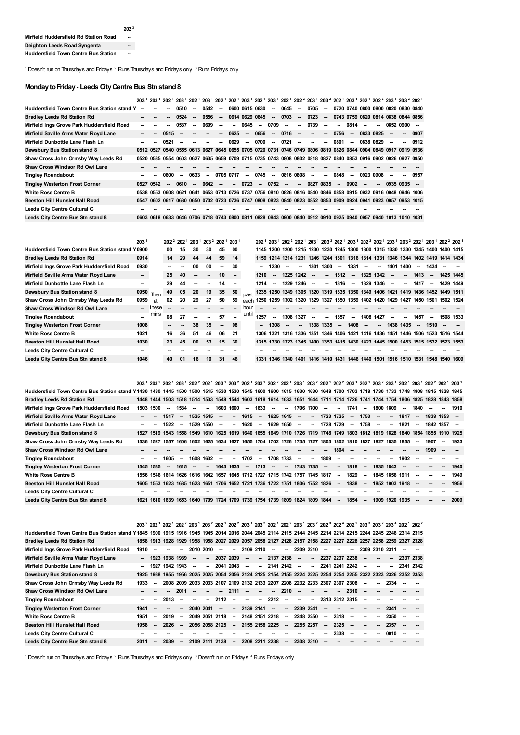| | 202[3] |
|---|---|
| Mirfield Huddersfield Rd Station Road | -- |
| Deighton Leeds Road Syngenta | -- |
| Huddersfield Town Centre Bus Station | -- |

[1] Doesn't run on Thursdays and Fridays [2] Runs Thursdays and Fridays only [3] Runs Fridays only

## Monday to Friday - Leeds City Centre Bus Stn stand 8

| | 203[1] | 203[1] | 202[1] | 203[1] | 202[1] | 203[1] | 202[1] | 202[1] | 203[1] | 202[1] | 203[1] | 202[1] | 202[2] | 203[1] | 203[2] | 202[1] | 203[1] | 202[1] | 202[2] | 203[1] | 203[2] | 202[1] |
|---|---|---|---|---|---|---|---|---|---|---|---|---|---|---|---|---|---|---|---|---|---|---|
| Huddersfield Town Centre Bus Station stand Y | -- | -- | -- | 0510 | -- | 0542 | -- | 0600 | 0615 | 0630 | -- | 0645 | -- | 0705 | -- | 0720 | 0740 | 0800 | 0800 | 0820 | 0830 | 0840 |
| Bradley Leeds Rd Station Rd | -- | -- | -- | 0524 | -- | 0556 | -- | 0614 | 0629 | 0645 | -- | 0703 | -- | 0723 | -- | 0743 | 0759 | 0820 | 0814 | 0838 | 0844 | 0856 |
| Mirfield Ings Grove Park Huddersfield Road | -- | -- | -- | 0537 | -- | 0609 | -- | -- | 0645 | -- | 0709 | -- | -- | 0739 | -- | -- | 0814 | -- | -- | 0852 | 0900 | -- |
| Mirfield Saville Arms Water Royd Lane | -- | -- | 0515 | -- | -- | -- | -- | 0625 | -- | 0656 | -- | 0716 | -- | -- | -- | 0756 | -- | 0833 | 0825 | -- | -- | 0907 |
| Mirfield Dunbottle Lane Flash Ln | -- | -- | 0521 | -- | -- | -- | -- | 0629 | -- | 0700 | -- | 0721 | -- | -- | -- | 0801 | -- | 0838 | 0829 | -- | -- | 0912 |
| Dewsbury Bus Station stand 8 | 0512 | 0527 | 0540 | 0555 | 0613 | 0627 | 0645 | 0655 | 0705 | 0720 | 0731 | 0746 | 0749 | 0806 | 0819 | 0826 | 0844 | 0904 | 0849 | 0917 | 0919 | 0936 |
| Shaw Cross John Ormsby Way Leeds Rd | 0520 | 0535 | 0554 | 0603 | 0627 | 0635 | 0659 | 0709 | 0715 | 0735 | 0743 | 0808 | 0802 | 0818 | 0827 | 0840 | 0853 | 0916 | 0902 | 0926 | 0927 | 0950 |
| Shaw Cross Windsor Rd Owl Lane | -- | -- | -- | -- | -- | -- | -- | -- | -- | -- | -- | -- | -- | -- | -- | -- | -- | -- | -- | -- | -- | -- |
| Tingley Roundabout | -- | -- | 0600 | -- | 0633 | -- | 0705 | 0717 | -- | 0745 | -- | 0816 | 0808 | -- | -- | 0848 | -- | 0923 | 0908 | -- | -- | 0957 |
| Tingley Westerton Frost Corner | 0527 | 0542 | -- | 0610 | -- | 0642 | -- | -- | 0723 | -- | 0752 | -- | -- | 0827 | 0835 | -- | 0902 | -- | -- | 0935 | 0935 | -- |
| White Rose Centre B | 0538 | 0553 | 0608 | 0621 | 0641 | 0653 | 0713 | 0726 | 0737 | 0756 | 0810 | 0826 | 0816 | 0840 | 0846 | 0858 | 0915 | 0932 | 0916 | 0948 | 0946 | 1006 |
| Beeston Hill Hunslet Hall Road | 0547 | 0602 | 0617 | 0630 | 0650 | 0702 | 0723 | 0736 | 0747 | 0808 | 0823 | 0840 | 0823 | 0852 | 0853 | 0909 | 0924 | 0941 | 0923 | 0957 | 0953 | 1015 |
| Leeds City Centre Cultural C | -- | -- | -- | -- | -- | -- | -- | -- | -- | -- | -- | -- | -- | -- | -- | -- | -- | -- | -- | -- | -- | -- |
| Leeds City Centre Bus Stn stand 8 | 0603 | 0618 | 0633 | 0646 | 0706 | 0718 | 0743 | 0800 | 0811 | 0828 | 0843 | 0900 | 0840 | 0912 | 0910 | 0925 | 0940 | 0957 | 0940 | 1013 | 1010 | 1031 |

| | 203[1] | | 202[2] | 202[1] | 203[1] | 203[2] | 202[1] | 203[1] | | 202[1] | 203[1] | 202[2] | 202[1] | 203[1] | 203[2] | 202[1] | 203[1] | 202[2] | 202[1] | 203[1] | 203[2] | 202[1] | 203[1] | 202[2] | 202[1] |
|---|---|---|---|---|---|---|---|---|---|---|---|---|---|---|---|---|---|---|---|---|---|---|---|---|---|
| Huddersfield Town Centre Bus Station stand Y | 0900 | | 00 | 15 | 30 | 30 | 45 | 00 | | 1145 | 1200 | 1200 | 1215 | 1230 | 1230 | 1245 | 1300 | 1300 | 1315 | 1330 | 1330 | 1345 | 1400 | 1400 | 1415 |
| Bradley Leeds Rd Station Rd | 0914 | | 14 | 29 | 44 | 44 | 59 | 14 | | 1159 | 1214 | 1214 | 1231 | 1246 | 1244 | 1301 | 1316 | 1314 | 1331 | 1346 | 1344 | 1402 | 1419 | 1414 | 1434 |
| Mirfield Ings Grove Park Huddersfield Road | 0930 | | -- | -- | 00 | 00 | -- | 30 | | -- | 1230 | -- | -- | 1301 | 1300 | -- | 1331 | -- | -- | 1401 | 1400 | -- | 1434 | -- | -- |
| Mirfield Saville Arms Water Royd Lane | -- | | 25 | 40 | -- | -- | 10 | -- | | 1210 | -- | 1225 | 1242 | -- | -- | 1312 | -- | 1325 | 1342 | -- | -- | 1413 | -- | 1425 | 1445 |
| Mirfield Dunbottle Lane Flash Ln | -- | | 29 | 44 | -- | -- | 14 | -- | | 1214 | -- | 1229 | 1246 | -- | -- | 1316 | -- | 1329 | 1346 | -- | -- | 1417 | -- | 1429 | 1449 |
| Dewsbury Bus Station stand 8 | 0950 | Then | 49 | 05 | 20 | 19 | 35 | 50 | past | 1235 | 1250 | 1249 | 1305 | 1320 | 1319 | 1335 | 1350 | 1349 | 1406 | 1421 | 1419 | 1436 | 1452 | 1449 | 1511 |
| Shaw Cross John Ormsby Way Leeds Rd | 0959 | at | 02 | 20 | 29 | 27 | 50 | 59 | each | 1250 | 1259 | 1302 | 1320 | 1329 | 1327 | 1350 | 1359 | 1402 | 1420 | 1429 | 1427 | 1450 | 1501 | 1502 | 1524 |
| Shaw Cross Windsor Rd Owl Lane | -- | these | -- | -- | -- | -- | -- | -- | hour | -- | -- | -- | -- | -- | -- | -- | -- | -- | -- | -- | -- | -- | -- | -- | -- |
| Tingley Roundabout | -- | mins | 08 | 27 | -- | -- | 57 | -- | until | 1257 | -- | 1308 | 1327 | -- | -- | 1357 | -- | 1408 | 1427 | -- | -- | 1457 | -- | 1508 | 1533 |
| Tingley Westerton Frost Corner | 1008 | | -- | -- | 38 | 35 | -- | 08 | | -- | 1308 | -- | -- | 1338 | 1335 | -- | 1408 | -- | -- | 1438 | 1435 | -- | 1510 | -- | -- |
| White Rose Centre B | 1021 | | 16 | 36 | 51 | 46 | 06 | 21 | | 1306 | 1321 | 1316 | 1336 | 1351 | 1346 | 1406 | 1421 | 1416 | 1436 | 1451 | 1446 | 1506 | 1523 | 1516 | 1544 |
| Beeston Hill Hunslet Hall Road | 1030 | | 23 | 45 | 00 | 53 | 15 | 30 | | 1315 | 1330 | 1323 | 1345 | 1400 | 1353 | 1415 | 1430 | 1423 | 1445 | 1500 | 1453 | 1515 | 1532 | 1523 | 1553 |
| Leeds City Centre Cultural C | -- | | -- | -- | -- | -- | -- | -- | | -- | -- | -- | -- | -- | -- | -- | -- | -- | -- | -- | -- | -- | -- | -- | -- |
| Leeds City Centre Bus Stn stand 8 | 1046 | | 40 | 01 | 16 | 10 | 31 | 46 | | 1331 | 1346 | 1340 | 1401 | 1416 | 1410 | 1431 | 1446 | 1440 | 1501 | 1516 | 1510 | 1531 | 1548 | 1540 | 1609 |

| | 203[1] | 203[2] | 202[1] | 203[1] | 202[2] | 202[1] | 203[1] | 203[2] | 202[1] | 203[1] | 202[2] | 202[1] | 203[1] | 203[2] | 202[1] | 202[2] | 203[1] | 202[1] | 203[2] | 203[1] | 202[1] | 203[1] | 202[2] | 202[1] | 203[1] |
|---|---|---|---|---|---|---|---|---|---|---|---|---|---|---|---|---|---|---|---|---|---|---|---|---|---|
| Huddersfield Town Centre Bus Station stand Y | 1430 | 1430 | 1445 | 1500 | 1500 | 1515 | 1530 | 1530 | 1545 | 1600 | 1600 | 1615 | 1630 | 1630 | 1648 | 1700 | 1703 | 1718 | 1730 | 1733 | 1748 | 1808 | 1815 | 1828 | 1845 |
| Bradley Leeds Rd Station Rd | 1448 | 1444 | 1503 | 1518 | 1514 | 1533 | 1548 | 1544 | 1603 | 1618 | 1614 | 1633 | 1651 | 1644 | 1711 | 1714 | 1726 | 1741 | 1744 | 1754 | 1806 | 1825 | 1828 | 1843 | 1858 |
| Mirfield Ings Grove Park Huddersfield Road | 1503 | 1500 | -- | 1534 | -- | -- | 1603 | 1600 | -- | 1633 | -- | -- | 1706 | 1700 | -- | -- | 1741 | -- | 1800 | 1809 | -- | 1840 | -- | -- | 1910 |
| Mirfield Saville Arms Water Royd Lane | -- | -- | 1517 | -- | 1525 | 1545 | -- | -- | 1615 | -- | 1625 | 1645 | -- | -- | 1723 | 1725 | -- | 1753 | -- | -- | 1817 | -- | 1838 | 1853 | -- |
| Mirfield Dunbottle Lane Flash Ln | -- | -- | 1522 | -- | 1529 | 1550 | -- | -- | 1620 | -- | 1629 | 1650 | -- | -- | 1728 | 1729 | -- | 1758 | -- | -- | 1821 | -- | 1842 | 1857 | -- |
| Dewsbury Bus Station stand 8 | 1527 | 1519 | 1543 | 1558 | 1549 | 1610 | 1625 | 1619 | 1640 | 1655 | 1649 | 1710 | 1726 | 1719 | 1748 | 1749 | 1803 | 1812 | 1819 | 1828 | 1840 | 1854 | 1855 | 1910 | 1925 |
| Shaw Cross John Ormsby Way Leeds Rd | 1536 | 1527 | 1557 | 1606 | 1602 | 1625 | 1634 | 1627 | 1655 | 1704 | 1702 | 1726 | 1735 | 1727 | 1803 | 1802 | 1810 | 1827 | 1827 | 1835 | 1855 | -- | 1907 | -- | 1933 |
| Shaw Cross Windsor Rd Owl Lane | -- | -- | -- | -- | -- | -- | -- | -- | -- | -- | -- | -- | -- | -- | -- | 1804 | -- | -- | -- | -- | -- | -- | 1909 | -- | -- |
| Tingley Roundabout | -- | -- | 1605 | -- | 1608 | 1632 | -- | -- | 1702 | -- | 1708 | 1733 | -- | -- | 1809 | -- | -- | -- | -- | -- | 1902 | -- | -- | -- | -- |
| Tingley Westerton Frost Corner | 1545 | 1535 | -- | 1615 | -- | -- | 1643 | 1635 | -- | 1713 | -- | -- | 1743 | 1735 | -- | -- | 1818 | -- | 1835 | 1843 | -- | -- | -- | -- | 1940 |
| White Rose Centre B | 1556 | 1546 | 1614 | 1626 | 1616 | 1642 | 1657 | 1645 | 1712 | 1727 | 1715 | 1742 | 1757 | 1745 | 1817 | -- | 1829 | -- | 1845 | 1856 | 1911 | -- | -- | -- | 1949 |
| Beeston Hill Hunslet Hall Road | 1605 | 1553 | 1623 | 1635 | 1623 | 1651 | 1706 | 1652 | 1721 | 1736 | 1722 | 1751 | 1806 | 1752 | 1826 | -- | 1838 | -- | 1852 | 1903 | 1918 | -- | -- | -- | 1956 |
| Leeds City Centre Cultural C | -- | -- | -- | -- | -- | -- | -- | -- | -- | -- | -- | -- | -- | -- | -- | -- | -- | -- | -- | -- | -- | -- | -- | -- | -- |
| Leeds City Centre Bus Stn stand 8 | 1621 | 1610 | 1639 | 1653 | 1640 | 1709 | 1724 | 1709 | 1739 | 1754 | 1739 | 1809 | 1824 | 1809 | 1844 | -- | 1854 | -- | 1909 | 1920 | 1935 | -- | -- | -- | 2009 |

| | 203[2] | 202[1] | 202[1] | 202[2] | 203[1] | 203[2] | 202[1] | 202[2] | 203[1] | 203[2] | 202[1] | 202[2] | 203[1] | 203[2] | 202[3] | 202[4] | 202[2] | 203[3] | 203[2] | 203[4] | 202[1] | 202[2] |
|---|---|---|---|---|---|---|---|---|---|---|---|---|---|---|---|---|---|---|---|---|---|---|
| Huddersfield Town Centre Bus Station stand Y | 1845 | 1900 | 1915 | 1916 | 1945 | 1945 | 2014 | 2016 | 2044 | 2045 | 2114 | 2115 | 2144 | 2145 | 2214 | 2214 | 2215 | 2244 | 2245 | 2246 | 2314 | 2315 |
| Bradley Leeds Rd Station Rd | 1858 | 1913 | 1928 | 1929 | 1958 | 1958 | 2027 | 2029 | 2057 | 2058 | 2127 | 2128 | 2157 | 2158 | 2227 | 2227 | 2228 | 2257 | 2258 | 2259 | 2327 | 2328 |
| Mirfield Ings Grove Park Huddersfield Road | 1910 | -- | -- | -- | 2010 | 2010 | -- | -- | 2109 | 2110 | -- | -- | 2209 | 2210 | -- | -- | -- | 2309 | 2310 | 2311 | -- | -- |
| Mirfield Saville Arms Water Royd Lane | -- | 1923 | 1938 | 1939 | -- | -- | 2037 | 2039 | -- | -- | 2137 | 2138 | -- | -- | 2237 | 2237 | 2238 | -- | -- | -- | 2337 | 2338 |
| Mirfield Dunbottle Lane Flash Ln | -- | 1927 | 1942 | 1943 | -- | -- | 2041 | 2043 | -- | -- | 2141 | 2142 | -- | -- | 2241 | 2241 | 2242 | -- | -- | -- | 2341 | 2342 |
| Dewsbury Bus Station stand 8 | 1925 | 1938 | 1955 | 1956 | 2025 | 2025 | 2054 | 2056 | 2124 | 2125 | 2154 | 2155 | 2224 | 2225 | 2254 | 2254 | 2255 | 2322 | 2323 | 2326 | 2352 | 2353 |
| Shaw Cross John Ormsby Way Leeds Rd | 1933 | -- | 2008 | 2009 | 2033 | 2033 | 2107 | 2109 | 2132 | 2133 | 2207 | 2208 | 2232 | 2233 | 2307 | 2307 | 2308 | -- | -- | 2334 | -- | -- |
| Shaw Cross Windsor Rd Owl Lane | -- | -- | -- | 2011 | -- | -- | -- | 2111 | -- | -- | -- | 2210 | -- | -- | -- | -- | 2310 | -- | -- | -- | -- | -- |
| Tingley Roundabout | -- | -- | 2013 | -- | -- | -- | 2112 | -- | -- | -- | 2212 | -- | -- | -- | 2313 | 2312 | 2315 | -- | -- | -- | -- | -- |
| Tingley Westerton Frost Corner | 1941 | -- | -- | -- | 2040 | 2041 | -- | -- | 2139 | 2141 | -- | -- | 2239 | 2241 | -- | -- | -- | -- | -- | 2341 | -- | -- |
| White Rose Centre B | 1951 | -- | 2019 | -- | 2049 | 2051 | 2118 | -- | 2148 | 2151 | 2218 | -- | 2248 | 2250 | -- | 2318 | -- | -- | -- | 2350 | -- | -- |
| Beeston Hill Hunslet Hall Road | 1958 | -- | 2026 | -- | 2056 | 2058 | 2125 | -- | 2155 | 2158 | 2225 | -- | 2255 | 2257 | -- | 2325 | -- | -- | -- | 2357 | -- | -- |
| Leeds City Centre Cultural C | -- | -- | -- | -- | -- | -- | -- | -- | -- | -- | -- | -- | -- | -- | -- | 2338 | -- | -- | -- | 0010 | -- | -- |
| Leeds City Centre Bus Stn stand 8 | 2011 | -- | 2039 | -- | 2109 | 2111 | 2138 | -- | 2208 | 2211 | 2238 | -- | 2308 | 2310 | -- | -- | -- | -- | -- | -- | -- | -- |

[1] Doesn't run on Thursdays and Fridays [2] Runs Thursdays and Fridays only [3] Doesn't run on Fridays [4] Runs Fridays only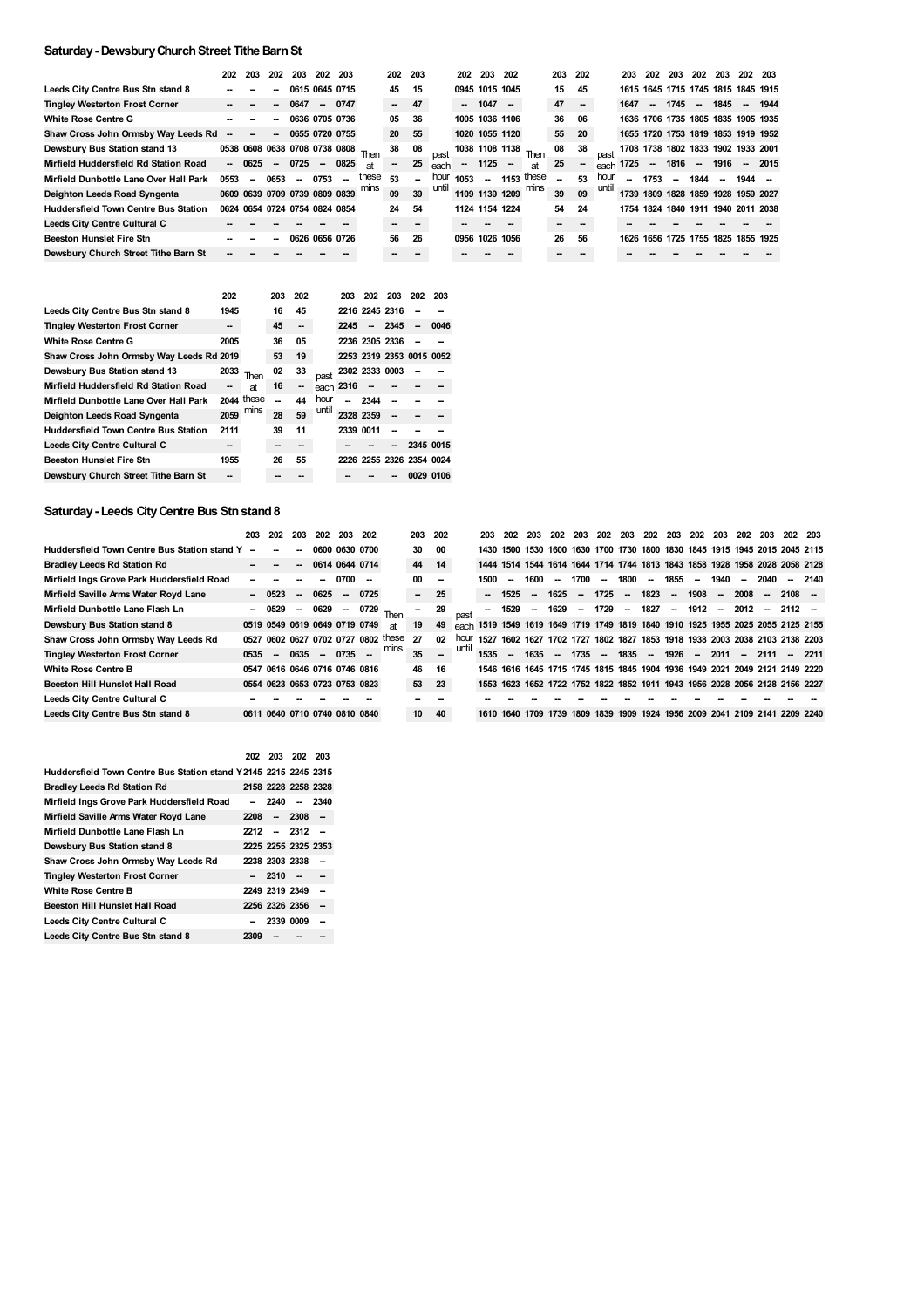## Saturday - Dewsbury Church Street Tithe Barn St

| | 202 | 203 | 202 | 203 | 202 | 203 | | 202 | 203 | | 202 | 203 | 202 | | 203 | 202 | | 203 | 202 | 203 | 202 | 203 | 202 | 203 |
|---|---|---|---|---|---|---|---|---|---|---|---|---|---|---|---|---|---|---|---|---|---|---|---|---|
| Leeds City Centre Bus Stn stand 8 | -- | -- | -- | 0615 | 0645 | 0715 | | 45 | 15 | | 0945 | 1015 | 1045 | | 15 | 45 | | 1615 | 1645 | 1715 | 1745 | 1815 | 1845 | 1915 |
| Tingley Westerton Frost Corner | -- | -- | -- | 0647 | -- | 0747 | | -- | 47 | | -- | 1047 | -- | | 47 | -- | | 1647 | -- | 1745 | -- | 1845 | -- | 1944 |
| White Rose Centre G | -- | -- | -- | 0636 | 0705 | 0736 | | 05 | 36 | | 1005 | 1036 | 1106 | | 36 | 06 | | 1636 | 1706 | 1735 | 1805 | 1835 | 1905 | 1935 |
| Shaw Cross John Ormsby Way Leeds Rd | -- | -- | -- | 0655 | 0720 | 0755 | | 20 | 55 | | 1020 | 1055 | 1120 | | 55 | 20 | | 1655 | 1720 | 1753 | 1819 | 1853 | 1919 | 1952 |
| Dewsbury Bus Station stand 13 | 0538 | 0608 | 0638 | 0708 | 0738 | 0808 | Then | 38 | 08 | past | 1038 | 1108 | 1138 | Then | 08 | 38 | past | 1708 | 1738 | 1802 | 1833 | 1902 | 1933 | 2001 |
| Mirfield Huddersfield Rd Station Road | -- | 0625 | -- | 0725 | -- | 0825 | at | -- | 25 | each | -- | 1125 | -- | at | 25 | -- | each | 1725 | -- | 1816 | -- | 1916 | -- | 2015 |
| Mirfield Dunbottle Lane Over Hall Park | 0553 | -- | 0653 | -- | 0753 | -- | these | 53 | -- | hour | 1053 | -- | 1153 | these | -- | 53 | hour | -- | 1753 | -- | 1844 | -- | 1944 | -- |
| Deighton Leeds Road Syngenta | 0609 | 0639 | 0709 | 0739 | 0809 | 0839 | mins | 09 | 39 | until | 1109 | 1139 | 1209 | mins | 39 | 09 | until | 1739 | 1809 | 1828 | 1859 | 1928 | 1959 | 2027 |
| Huddersfield Town Centre Bus Station | 0624 | 0654 | 0724 | 0754 | 0824 | 0854 | | 24 | 54 | | 1124 | 1154 | 1224 | | 54 | 24 | | 1754 | 1824 | 1840 | 1911 | 1940 | 2011 | 2038 |
| Leeds City Centre Cultural C | -- | -- | -- | -- | -- | -- | | -- | -- | | -- | -- | -- | | -- | -- | | -- | -- | -- | -- | -- | -- | -- |
| Beeston Hunslet Fire Stn | -- | -- | -- | 0626 | 0656 | 0726 | | 56 | 26 | | 0956 | 1026 | 1056 | | 26 | 56 | | 1626 | 1656 | 1725 | 1755 | 1825 | 1855 | 1925 |
| Dewsbury Church Street Tithe Barn St | -- | -- | -- | -- | -- | -- | | -- | -- | | -- | -- | -- | | -- | -- | | -- | -- | -- | -- | -- | -- | -- |

| | 202 | | 203 | 202 | | 203 | 202 | 203 | 202 | 203 |
|---|---|---|---|---|---|---|---|---|---|---|
| Leeds City Centre Bus Stn stand 8 | 1945 | | 16 | 45 | | 2216 | 2245 | 2316 | -- | -- |
| Tingley Westerton Frost Corner | -- | | 45 | -- | | 2245 | -- | 2345 | -- | 0046 |
| White Rose Centre G | 2005 | | 36 | 05 | | 2236 | 2305 | 2336 | -- | -- |
| Shaw Cross John Ormsby Way Leeds Rd | 2019 | | 53 | 19 | | 2253 | 2319 | 2353 | 0015 | 0052 |
| Dewsbury Bus Station stand 13 | 2033 | Then | 02 | 33 | past | 2302 | 2333 | 0003 | -- | -- |
| Mirfield Huddersfield Rd Station Road | -- | at | 16 | -- | each | 2316 | -- | -- | -- | -- |
| Mirfield Dunbottle Lane Over Hall Park | 2044 | these | -- | 44 | hour | -- | 2344 | -- | -- | -- |
| Deighton Leeds Road Syngenta | 2059 | mins | 28 | 59 | until | 2328 | 2359 | -- | -- | -- |
| Huddersfield Town Centre Bus Station | 2111 | | 39 | 11 | | 2339 | 0011 | -- | -- | -- |
| Leeds City Centre Cultural C | -- | | -- | -- | | -- | -- | -- | 2345 | 0015 |
| Beeston Hunslet Fire Stn | 1955 | | 26 | 55 | | 2226 | 2255 | 2326 | 2354 | 0024 |
| Dewsbury Church Street Tithe Barn St | -- | | -- | -- | | -- | -- | -- | 0029 | 0106 |

## Saturday - Leeds City Centre Bus Stn stand 8

| | 203 | 202 | 203 | 202 | 203 | 202 | | 203 | 202 | | 203 | 202 | 203 | 202 | 203 | 202 | 203 | 202 | 203 | 202 | 203 | 202 | 203 | 202 | 203 |
|---|---|---|---|---|---|---|---|---|---|---|---|---|---|---|---|---|---|---|---|---|---|---|---|---|---|
| Huddersfield Town Centre Bus Station stand Y | -- | -- | -- | 0600 | 0630 | 0700 | | 30 | 00 | | 1430 | 1500 | 1530 | 1600 | 1630 | 1700 | 1730 | 1800 | 1830 | 1845 | 1915 | 1945 | 2015 | 2045 | 2115 |
| Bradley Leeds Rd Station Rd | -- | -- | -- | 0614 | 0644 | 0714 | | 44 | 14 | | 1444 | 1514 | 1544 | 1614 | 1644 | 1714 | 1744 | 1813 | 1843 | 1858 | 1928 | 1958 | 2028 | 2058 | 2128 |
| Mirfield Ings Grove Park Huddersfield Road | -- | -- | -- | -- | 0700 | -- | | 00 | -- | | 1500 | -- | 1600 | -- | 1700 | -- | 1800 | -- | 1855 | -- | 1940 | -- | 2040 | -- | 2140 |
| Mirfield Saville Arms Water Royd Lane | -- | 0523 | -- | 0625 | -- | 0725 | | -- | 25 | | -- | 1525 | -- | 1625 | -- | 1725 | -- | 1823 | -- | 1908 | -- | 2008 | -- | 2108 | -- |
| Mirfield Dunbottle Lane Flash Ln | -- | 0529 | -- | 0629 | -- | 0729 | Then | -- | 29 | past | -- | 1529 | -- | 1629 | -- | 1729 | -- | 1827 | -- | 1912 | -- | 2012 | -- | 2112 | -- |
| Dewsbury Bus Station stand 8 | 0519 | 0549 | 0619 | 0649 | 0719 | 0749 | at | 19 | 49 | each | 1519 | 1549 | 1619 | 1649 | 1719 | 1749 | 1819 | 1840 | 1910 | 1925 | 1955 | 2025 | 2055 | 2125 | 2155 |
| Shaw Cross John Ormsby Way Leeds Rd | 0527 | 0602 | 0627 | 0702 | 0727 | 0802 | these | 27 | 02 | hour | 1527 | 1602 | 1627 | 1702 | 1727 | 1802 | 1827 | 1853 | 1918 | 1938 | 2003 | 2038 | 2103 | 2138 | 2203 |
| Tingley Westerton Frost Corner | 0535 | -- | 0635 | -- | 0735 | -- | mins | 35 | -- | until | 1535 | -- | 1635 | -- | 1735 | -- | 1835 | -- | 1926 | -- | 2011 | -- | 2111 | -- | 2211 |
| White Rose Centre B | 0547 | 0616 | 0646 | 0716 | 0746 | 0816 | | 46 | 16 | | 1546 | 1616 | 1645 | 1715 | 1745 | 1815 | 1845 | 1904 | 1936 | 1949 | 2021 | 2049 | 2121 | 2149 | 2220 |
| Beeston Hill Hunslet Hall Road | 0554 | 0623 | 0653 | 0723 | 0753 | 0823 | | 53 | 23 | | 1553 | 1623 | 1652 | 1722 | 1752 | 1822 | 1852 | 1911 | 1943 | 1956 | 2028 | 2056 | 2128 | 2156 | 2227 |
| Leeds City Centre Cultural C | -- | -- | -- | -- | -- | -- | | -- | -- | | -- | -- | -- | -- | -- | -- | -- | -- | -- | -- | -- | -- | -- | -- | -- |
| Leeds City Centre Bus Stn stand 8 | 0611 | 0640 | 0710 | 0740 | 0810 | 0840 | | 10 | 40 | | 1610 | 1640 | 1709 | 1739 | 1809 | 1839 | 1909 | 1924 | 1956 | 2009 | 2041 | 2109 | 2141 | 2209 | 2240 |

| | 202 | 203 | 202 | 203 |
|---|---|---|---|---|
| Huddersfield Town Centre Bus Station stand Y | 2145 | 2215 | 2245 | 2315 |
| Bradley Leeds Rd Station Rd | 2158 | 2228 | 2258 | 2328 |
| Mirfield Ings Grove Park Huddersfield Road | -- | 2240 | -- | 2340 |
| Mirfield Saville Arms Water Royd Lane | 2208 | -- | 2308 | -- |
| Mirfield Dunbottle Lane Flash Ln | 2212 | -- | 2312 | -- |
| Dewsbury Bus Station stand 8 | 2225 | 2255 | 2325 | 2353 |
| Shaw Cross John Ormsby Way Leeds Rd | 2238 | 2303 | 2338 | -- |
| Tingley Westerton Frost Corner | -- | 2310 | -- | -- |
| White Rose Centre B | 2249 | 2319 | 2349 | -- |
| Beeston Hill Hunslet Hall Road | 2256 | 2326 | 2356 | -- |
| Leeds City Centre Cultural C | -- | 2339 | 0009 | -- |
| Leeds City Centre Bus Stn stand 8 | 2309 | -- | -- | -- |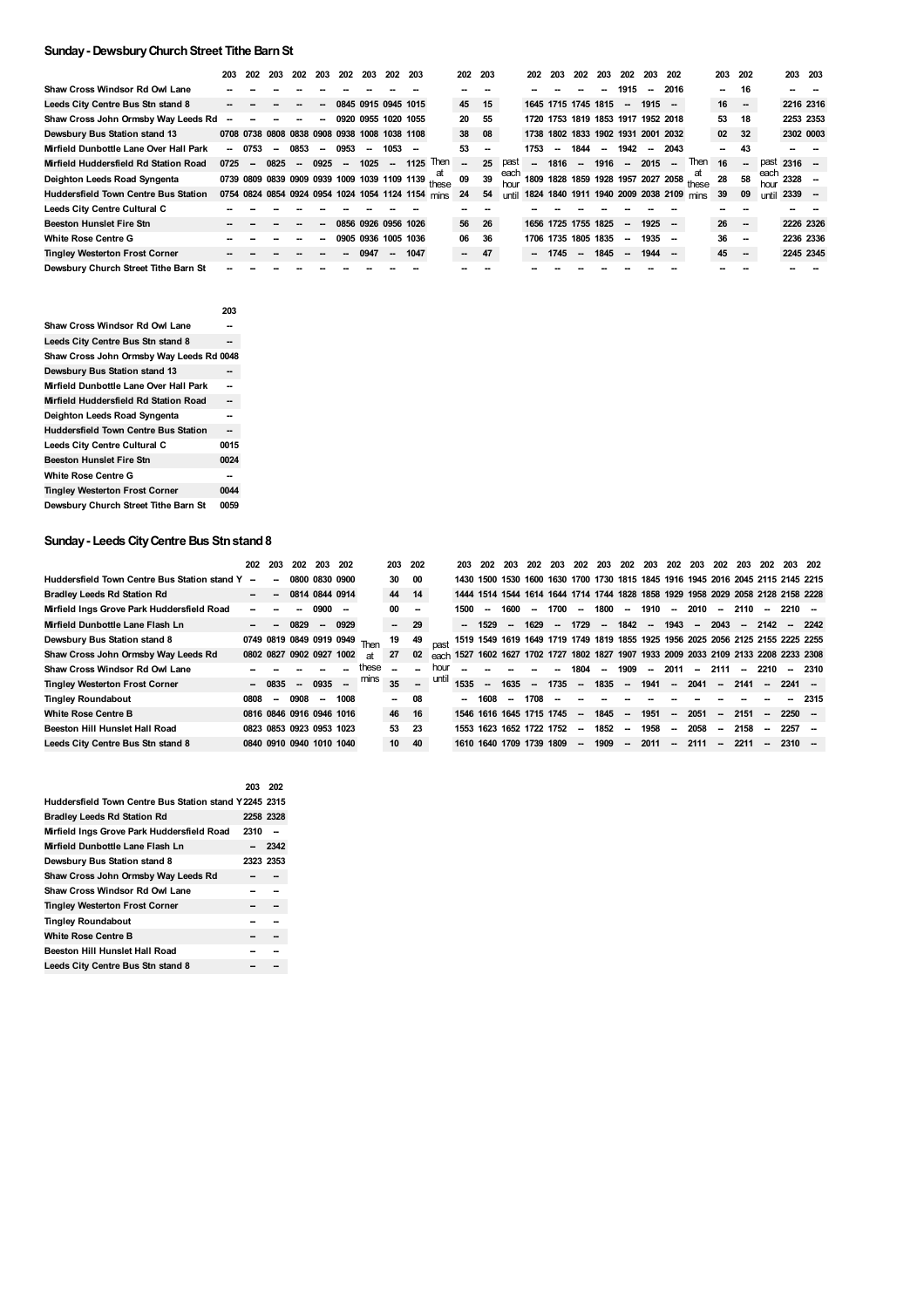## Sunday - Dewsbury Church Street Tithe Barn St

| | 203 | 202 | 203 | 202 | 203 | 202 | 203 | 202 | 203 | | 202 | 203 | | 202 | 203 | 202 | 203 | 202 | 203 | 202 | | 203 | 202 | | 203 | 203 |
|---|---|---|---|---|---|---|---|---|---|---|---|---|---|---|---|---|---|---|---|---|---|---|---|---|---|---|
| Shaw Cross Windsor Rd Owl Lane | -- | -- | -- | -- | -- | -- | -- | -- | -- | | -- | -- | | -- | -- | -- | -- | 1915 | -- | 2016 | | -- | 16 | | -- | -- |
| Leeds City Centre Bus Stn stand 8 | -- | -- | -- | -- | -- | 0845 | 0915 | 0945 | 1015 | | 45 | 15 | | 1645 | 1715 | 1745 | 1815 | -- | 1915 | -- | | 16 | -- | | 2216 | 2316 |
| Shaw Cross John Ormsby Way Leeds Rd | -- | -- | -- | -- | -- | 0920 | 0955 | 1020 | 1055 | | 20 | 55 | | 1720 | 1753 | 1819 | 1853 | 1917 | 1952 | 2018 | | 53 | 18 | | 2253 | 2353 |
| Dewsbury Bus Station stand 13 | 0708 | 0738 | 0808 | 0838 | 0908 | 0938 | 1008 | 1038 | 1108 | | 38 | 08 | | 1738 | 1802 | 1833 | 1902 | 1931 | 2001 | 2032 | | 02 | 32 | | 2302 | 0003 |
| Mirfield Dunbottle Lane Over Hall Park | -- | 0753 | -- | 0853 | -- | 0953 | -- | 1053 | -- | | 53 | -- | | 1753 | -- | 1844 | -- | 1942 | -- | 2043 | | -- | 43 | | -- | -- |
| Mirfield Huddersfield Rd Station Road | 0725 | -- | 0825 | -- | 0925 | -- | 1025 | -- | 1125 | Then | -- | 25 | past | -- | 1816 | -- | 1916 | -- | 2015 | -- | Then | 16 | -- | past | 2316 | -- |
| Deighton Leeds Road Syngenta | 0739 | 0809 | 0839 | 0909 | 0939 | 1009 | 1039 | 1109 | 1139 | at these | 09 | 39 | each hour | 1809 | 1828 | 1859 | 1928 | 1957 | 2027 | 2058 | at these | 28 | 58 | each hour | 2328 | -- |
| Huddersfield Town Centre Bus Station | 0754 | 0824 | 0854 | 0924 | 0954 | 1024 | 1054 | 1124 | 1154 | mins | 24 | 54 | until | 1824 | 1840 | 1911 | 1940 | 2009 | 2038 | 2109 | mins | 39 | 09 | until | 2339 | -- |
| Leeds City Centre Cultural C | -- | -- | -- | -- | -- | -- | -- | -- | -- | | -- | -- | | -- | -- | -- | -- | -- | -- | -- | | -- | -- | | -- | -- |
| Beeston Hunslet Fire Stn | -- | -- | -- | -- | -- | 0856 | 0926 | 0956 | 1026 | | 56 | 26 | | 1656 | 1725 | 1755 | 1825 | -- | 1925 | -- | | 26 | -- | | 2226 | 2326 |
| White Rose Centre G | -- | -- | -- | -- | -- | 0905 | 0936 | 1005 | 1036 | | 06 | 36 | | 1706 | 1735 | 1805 | 1835 | -- | 1935 | -- | | 36 | -- | | 2236 | 2336 |
| Tingley Westerton Frost Corner | -- | -- | -- | -- | -- | -- | 0947 | -- | 1047 | | -- | 47 | | -- | 1745 | -- | 1845 | -- | 1944 | -- | | 45 | -- | | 2245 | 2345 |
| Dewsbury Church Street Tithe Barn St | -- | -- | -- | -- | -- | -- | -- | -- | -- | | -- | -- | | -- | -- | -- | -- | -- | -- | -- | | -- | -- | | -- | -- |

| | 203 |
|---|---|
| Shaw Cross Windsor Rd Owl Lane | -- |
| Leeds City Centre Bus Stn stand 8 | -- |
| Shaw Cross John Ormsby Way Leeds Rd | 0048 |
| Dewsbury Bus Station stand 13 | -- |
| Mirfield Dunbottle Lane Over Hall Park | -- |
| Mirfield Huddersfield Rd Station Road | -- |
| Deighton Leeds Road Syngenta | -- |
| Huddersfield Town Centre Bus Station | -- |
| Leeds City Centre Cultural C | 0015 |
| Beeston Hunslet Fire Stn | 0024 |
| White Rose Centre G | -- |
| Tingley Westerton Frost Corner | 0044 |
| Dewsbury Church Street Tithe Barn St | 0059 |

## Sunday - Leeds City Centre Bus Stn stand 8

| | 202 | 203 | 202 | 203 | 202 | | 203 | 202 | | 203 | 202 | 203 | 202 | 203 | 202 | 203 | 202 | 203 | 202 | 203 | 202 | 203 | 202 | 203 | 202 |
|---|---|---|---|---|---|---|---|---|---|---|---|---|---|---|---|---|---|---|---|---|---|---|---|---|---|
| Huddersfield Town Centre Bus Station stand Y | -- | -- | 0800 | 0830 | 0900 | | 30 | 00 | | 1430 | 1500 | 1530 | 1600 | 1630 | 1700 | 1730 | 1815 | 1845 | 1916 | 1945 | 2016 | 2045 | 2115 | 2145 | 2215 |
| Bradley Leeds Rd Station Rd | -- | -- | 0814 | 0844 | 0914 | | 44 | 14 | | 1444 | 1514 | 1544 | 1614 | 1644 | 1714 | 1744 | 1828 | 1858 | 1929 | 1958 | 2029 | 2058 | 2128 | 2158 | 2228 |
| Mirfield Ings Grove Park Huddersfield Road | -- | -- | -- | 0900 | -- | | 00 | -- | | 1500 | -- | 1600 | -- | 1700 | -- | 1800 | -- | 1910 | -- | 2010 | -- | 2110 | -- | 2210 | -- |
| Mirfield Dunbottle Lane Flash Ln | -- | -- | 0829 | -- | 0929 | | -- | 29 | | -- | 1529 | -- | 1629 | -- | 1729 | -- | 1842 | -- | 1943 | -- | 2043 | -- | 2142 | -- | 2242 |
| Dewsbury Bus Station stand 8 | 0749 | 0819 | 0849 | 0919 | 0949 | Then | 19 | 49 | past | 1519 | 1549 | 1619 | 1649 | 1719 | 1749 | 1819 | 1855 | 1925 | 1956 | 2025 | 2056 | 2125 | 2155 | 2225 | 2255 |
| Shaw Cross John Ormsby Way Leeds Rd | 0802 | 0827 | 0902 | 0927 | 1002 | at | 27 | 02 | each | 1527 | 1602 | 1627 | 1702 | 1727 | 1802 | 1827 | 1907 | 1933 | 2009 | 2033 | 2109 | 2133 | 2208 | 2233 | 2308 |
| Shaw Cross Windsor Rd Owl Lane | -- | -- | -- | -- | -- | these | -- | -- | hour | -- | -- | -- | -- | -- | 1804 | -- | 1909 | -- | 2011 | -- | 2111 | -- | 2210 | -- | 2310 |
| Tingley Westerton Frost Corner | -- | 0835 | -- | 0935 | -- | mins | 35 | -- | until | 1535 | -- | 1635 | -- | 1735 | -- | 1835 | -- | 1941 | -- | 2041 | -- | 2141 | -- | 2241 | -- |
| Tingley Roundabout | 0808 | -- | 0908 | -- | 1008 | | -- | 08 | | -- | 1608 | -- | 1708 | -- | -- | -- | -- | -- | -- | -- | -- | -- | -- | -- | 2315 |
| White Rose Centre B | 0816 | 0846 | 0916 | 0946 | 1016 | | 46 | 16 | | 1546 | 1616 | 1645 | 1715 | 1745 | -- | 1845 | -- | 1951 | -- | 2051 | -- | 2151 | -- | 2250 | -- |
| Beeston Hill Hunslet Hall Road | 0823 | 0853 | 0923 | 0953 | 1023 | | 53 | 23 | | 1553 | 1623 | 1652 | 1722 | 1752 | -- | 1852 | -- | 1958 | -- | 2058 | -- | 2158 | -- | 2257 | -- |
| Leeds City Centre Bus Stn stand 8 | 0840 | 0910 | 0940 | 1010 | 1040 | | 10 | 40 | | 1610 | 1640 | 1709 | 1739 | 1809 | -- | 1909 | -- | 2011 | -- | 2111 | -- | 2211 | -- | 2310 | -- |

| | 203 | 202 |
|---|---|---|
| Huddersfield Town Centre Bus Station stand Y | 2245 | 2315 |
| Bradley Leeds Rd Station Rd | 2258 | 2328 |
| Mirfield Ings Grove Park Huddersfield Road | 2310 | -- |
| Mirfield Dunbottle Lane Flash Ln | -- | 2342 |
| Dewsbury Bus Station stand 8 | 2323 | 2353 |
| Shaw Cross John Ormsby Way Leeds Rd | -- | -- |
| Shaw Cross Windsor Rd Owl Lane | -- | -- |
| Tingley Westerton Frost Corner | -- | -- |
| Tingley Roundabout | -- | -- |
| White Rose Centre B | -- | -- |
| Beeston Hill Hunslet Hall Road | -- | -- |
| Leeds City Centre Bus Stn stand 8 | -- | -- |